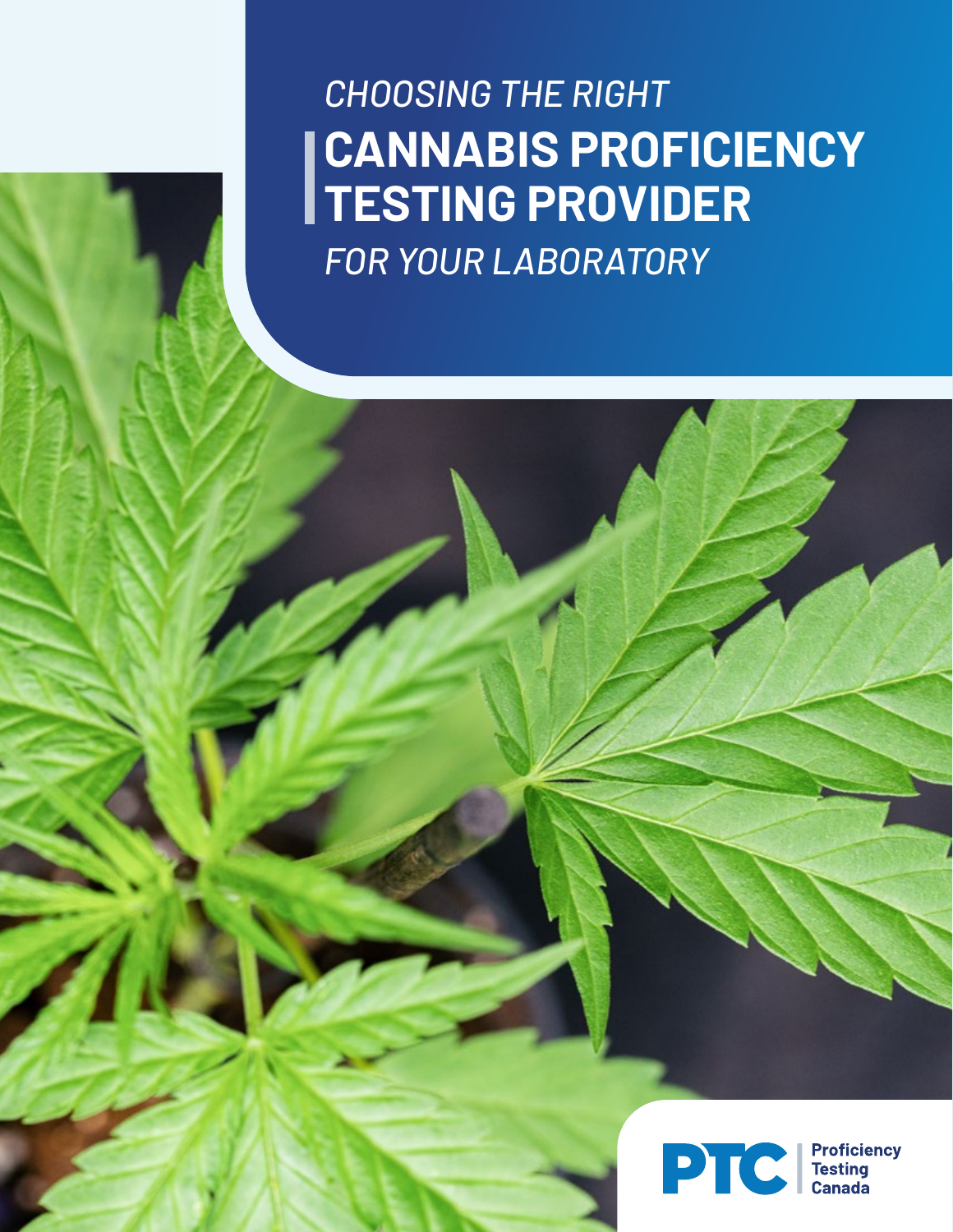*CHOOSING THE RIGHT*

# CANNABIS PROFICIENCY TESTING PROVIDER

*FOR YOUR LABORATORY*

PTC | Proficiency Testing Canada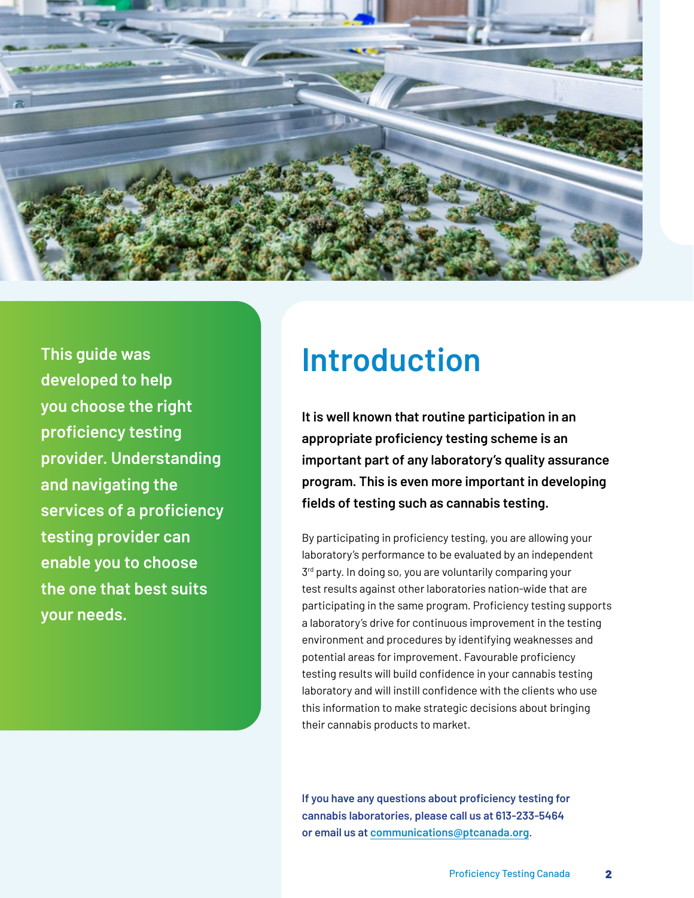**This guide was developed to help you choose the right proficiency testing provider. Understanding and navigating the services of a proficiency testing provider can enable you to choose the one that best suits your needs.**

# Introduction

**It is well known that routine participation in an appropriate proficiency testing scheme is an important part of any laboratory's quality assurance program. This is even more important in developing fields of testing such as cannabis testing.**

By participating in proficiency testing, you are allowing your laboratory's performance to be evaluated by an independent 3rd party. In doing so, you are voluntarily comparing your test results against other laboratories nation-wide that are participating in the same program. Proficiency testing supports a laboratory's drive for continuous improvement in the testing environment and procedures by identifying weaknesses and potential areas for improvement. Favourable proficiency testing results will build confidence in your cannabis testing laboratory and will instill confidence with the clients who use this information to make strategic decisions about bringing their cannabis products to market.

**If you have any questions about proficiency testing for cannabis laboratories, please call us at 613-233-5464 or email us at [communications@ptcanada.org](mailto:communications@ptcanada.org).**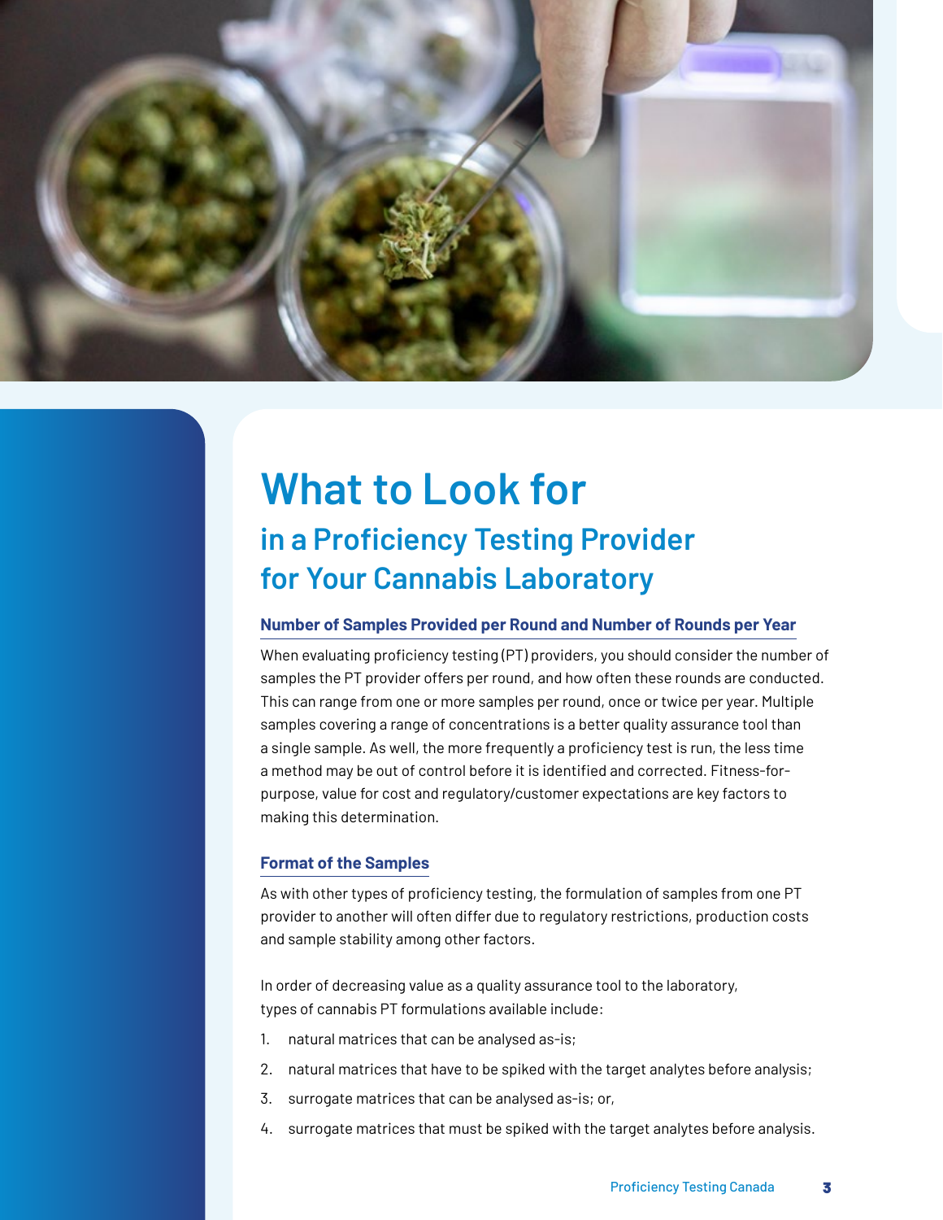# What to Look for

## in a Proficiency Testing Provider for Your Cannabis Laboratory

### Number of Samples Provided per Round and Number of Rounds per Year

When evaluating proficiency testing (PT) providers, you should consider the number of samples the PT provider offers per round, and how often these rounds are conducted. This can range from one or more samples per round, once or twice per year. Multiple samples covering a range of concentrations is a better quality assurance tool than a single sample. As well, the more frequently a proficiency test is run, the less time a method may be out of control before it is identified and corrected. Fitness-for-purpose, value for cost and regulatory/customer expectations are key factors to making this determination.

### Format of the Samples

As with other types of proficiency testing, the formulation of samples from one PT provider to another will often differ due to regulatory restrictions, production costs and sample stability among other factors.

In order of decreasing value as a quality assurance tool to the laboratory, types of cannabis PT formulations available include:

1. natural matrices that can be analysed as-is;
2. natural matrices that have to be spiked with the target analytes before analysis;
3. surrogate matrices that can be analysed as-is; or,
4. surrogate matrices that must be spiked with the target analytes before analysis.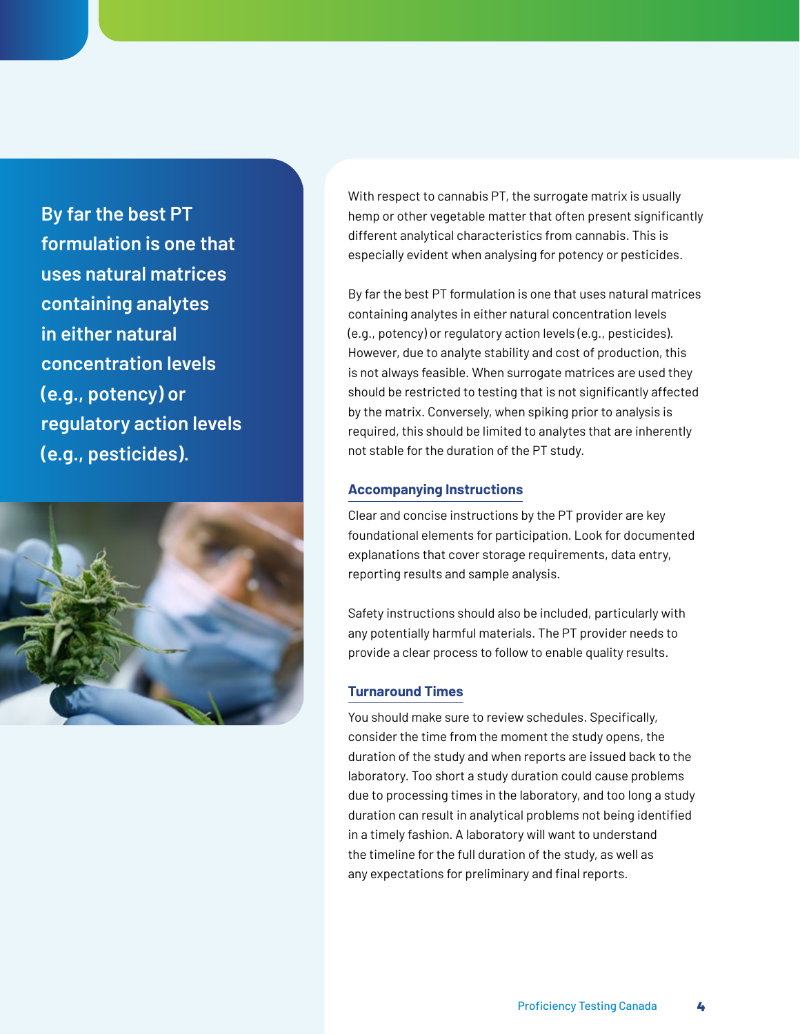> **By far the best PT formulation is one that uses natural matrices containing analytes in either natural concentration levels (e.g., potency) or regulatory action levels (e.g., pesticides).**

With respect to cannabis PT, the surrogate matrix is usually hemp or other vegetable matter that often present significantly different analytical characteristics from cannabis. This is especially evident when analysing for potency or pesticides.

By far the best PT formulation is one that uses natural matrices containing analytes in either natural concentration levels (e.g., potency) or regulatory action levels (e.g., pesticides). However, due to analyte stability and cost of production, this is not always feasible. When surrogate matrices are used they should be restricted to testing that is not significantly affected by the matrix. Conversely, when spiking prior to analysis is required, this should be limited to analytes that are inherently not stable for the duration of the PT study.

### Accompanying Instructions

Clear and concise instructions by the PT provider are key foundational elements for participation. Look for documented explanations that cover storage requirements, data entry, reporting results and sample analysis.

Safety instructions should also be included, particularly with any potentially harmful materials. The PT provider needs to provide a clear process to follow to enable quality results.

### Turnaround Times

You should make sure to review schedules. Specifically, consider the time from the moment the study opens, the duration of the study and when reports are issued back to the laboratory. Too short a study duration could cause problems due to processing times in the laboratory, and too long a study duration can result in analytical problems not being identified in a timely fashion. A laboratory will want to understand the timeline for the full duration of the study, as well as any expectations for preliminary and final reports.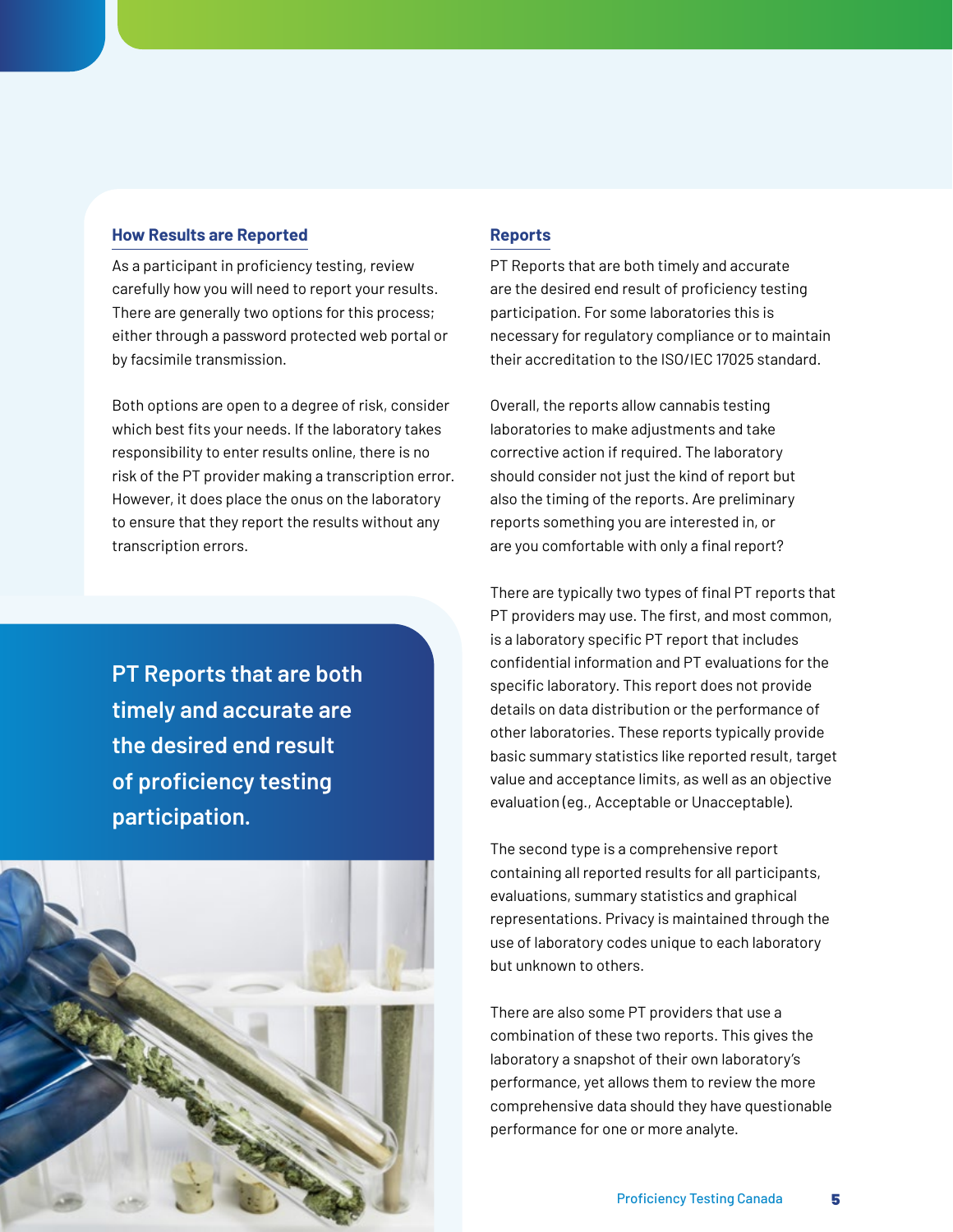## How Results are Reported

As a participant in proficiency testing, review carefully how you will need to report your results. There are generally two options for this process; either through a password protected web portal or by facsimile transmission.

Both options are open to a degree of risk, consider which best fits your needs. If the laboratory takes responsibility to enter results online, there is no risk of the PT provider making a transcription error. However, it does place the onus on the laboratory to ensure that they report the results without any transcription errors.

**PT Reports that are both timely and accurate are the desired end result of proficiency testing participation.**

## Reports

PT Reports that are both timely and accurate are the desired end result of proficiency testing participation. For some laboratories this is necessary for regulatory compliance or to maintain their accreditation to the ISO/IEC 17025 standard.

Overall, the reports allow cannabis testing laboratories to make adjustments and take corrective action if required. The laboratory should consider not just the kind of report but also the timing of the reports. Are preliminary reports something you are interested in, or are you comfortable with only a final report?

There are typically two types of final PT reports that PT providers may use. The first, and most common, is a laboratory specific PT report that includes confidential information and PT evaluations for the specific laboratory. This report does not provide details on data distribution or the performance of other laboratories. These reports typically provide basic summary statistics like reported result, target value and acceptance limits, as well as an objective evaluation (eg., Acceptable or Unacceptable).

The second type is a comprehensive report containing all reported results for all participants, evaluations, summary statistics and graphical representations. Privacy is maintained through the use of laboratory codes unique to each laboratory but unknown to others.

There are also some PT providers that use a combination of these two reports. This gives the laboratory a snapshot of their own laboratory's performance, yet allows them to review the more comprehensive data should they have questionable performance for one or more analyte.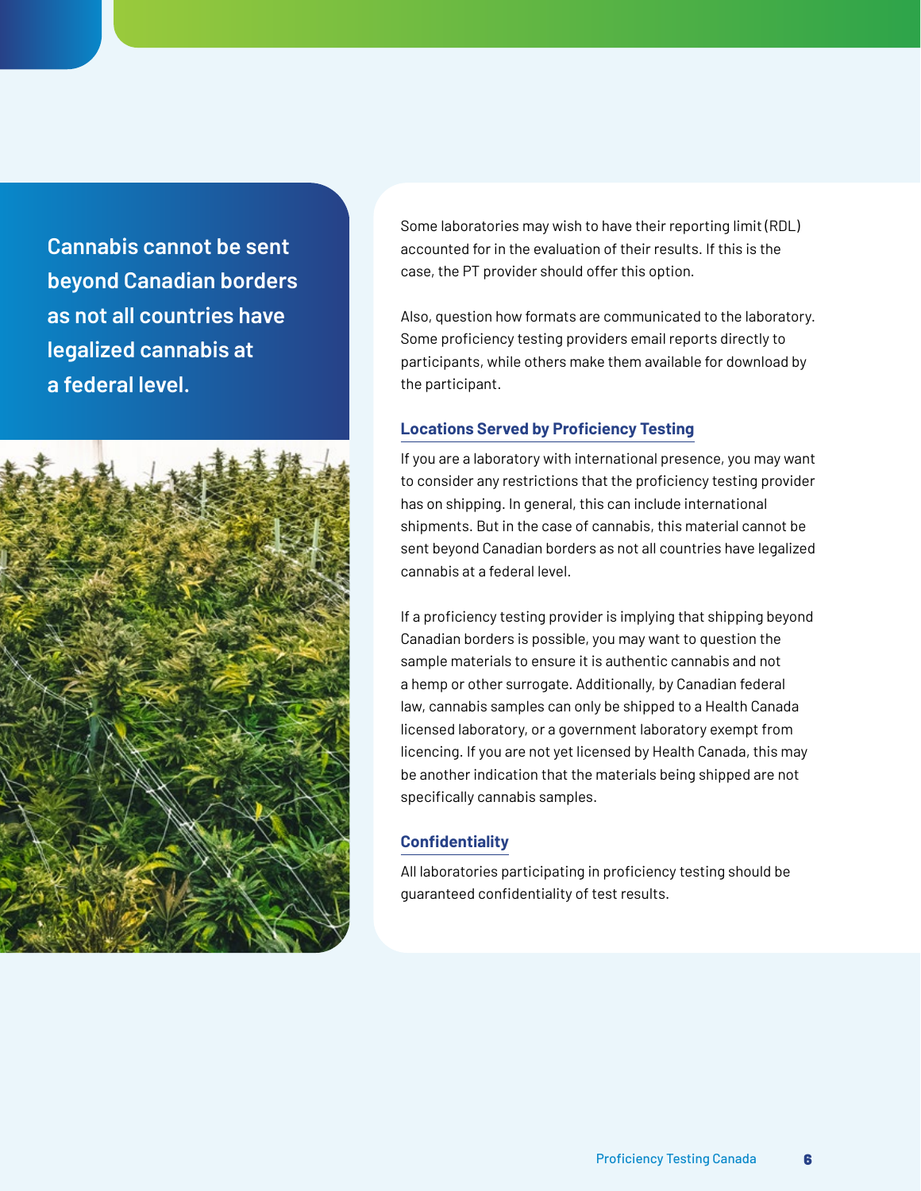**Cannabis cannot be sent beyond Canadian borders as not all countries have legalized cannabis at a federal level.**

Some laboratories may wish to have their reporting limit (RDL) accounted for in the evaluation of their results. If this is the case, the PT provider should offer this option.

Also, question how formats are communicated to the laboratory. Some proficiency testing providers email reports directly to participants, while others make them available for download by the participant.

### Locations Served by Proficiency Testing

If you are a laboratory with international presence, you may want to consider any restrictions that the proficiency testing provider has on shipping. In general, this can include international shipments. But in the case of cannabis, this material cannot be sent beyond Canadian borders as not all countries have legalized cannabis at a federal level.

If a proficiency testing provider is implying that shipping beyond Canadian borders is possible, you may want to question the sample materials to ensure it is authentic cannabis and not a hemp or other surrogate. Additionally, by Canadian federal law, cannabis samples can only be shipped to a Health Canada licensed laboratory, or a government laboratory exempt from licencing. If you are not yet licensed by Health Canada, this may be another indication that the materials being shipped are not specifically cannabis samples.

### Confidentiality

All laboratories participating in proficiency testing should be guaranteed confidentiality of test results.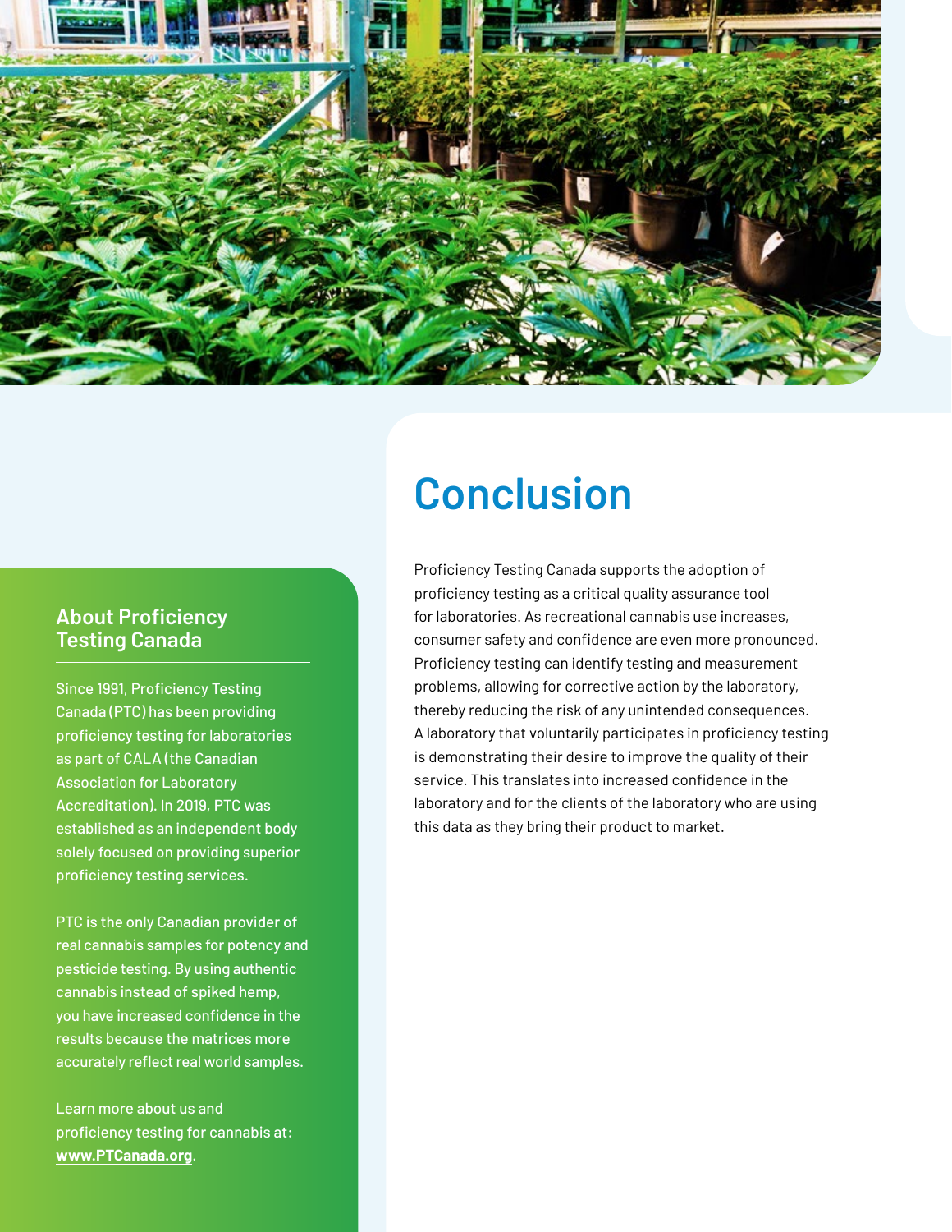# Conclusion

Proficiency Testing Canada supports the adoption of proficiency testing as a critical quality assurance tool for laboratories. As recreational cannabis use increases, consumer safety and confidence are even more pronounced. Proficiency testing can identify testing and measurement problems, allowing for corrective action by the laboratory, thereby reducing the risk of any unintended consequences. A laboratory that voluntarily participates in proficiency testing is demonstrating their desire to improve the quality of their service. This translates into increased confidence in the laboratory and for the clients of the laboratory who are using this data as they bring their product to market.

## About Proficiency Testing Canada

Since 1991, Proficiency Testing Canada (PTC) has been providing proficiency testing for laboratories as part of CALA (the Canadian Association for Laboratory Accreditation). In 2019, PTC was established as an independent body solely focused on providing superior proficiency testing services.

PTC is the only Canadian provider of real cannabis samples for potency and pesticide testing. By using authentic cannabis instead of spiked hemp, you have increased confidence in the results because the matrices more accurately reflect real world samples.

Learn more about us and proficiency testing for cannabis at: **www.PTCanada.org**.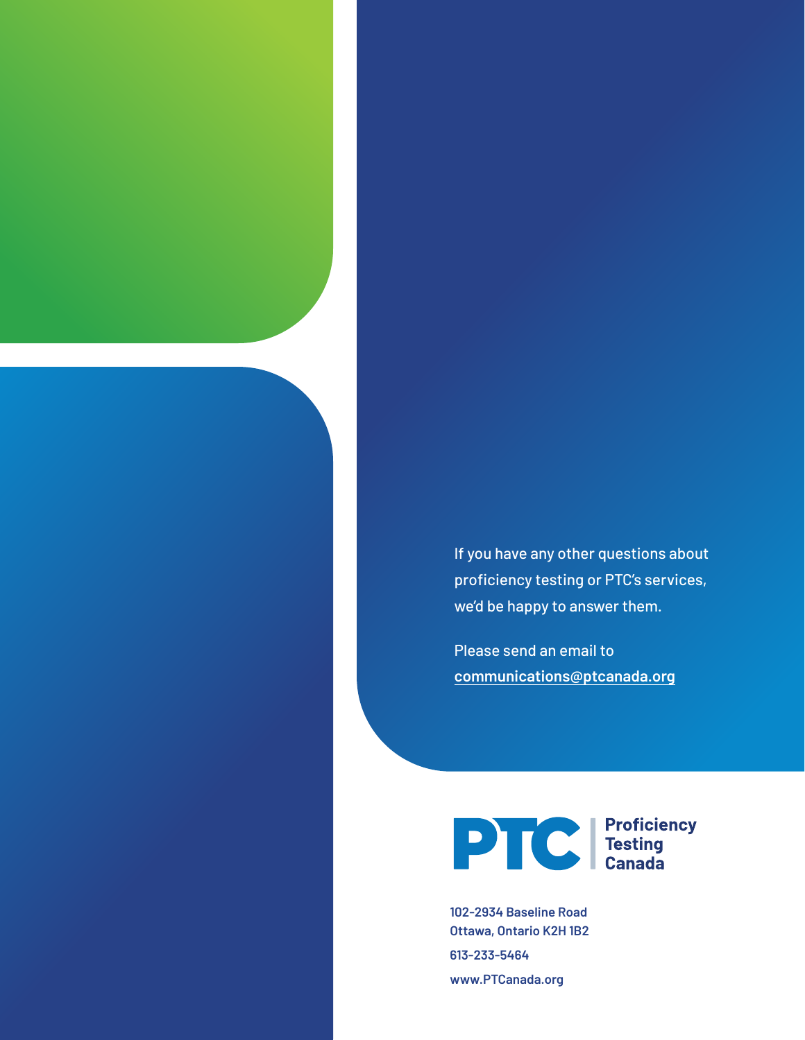If you have any other questions about proficiency testing or PTC's services, we'd be happy to answer them.

Please send an email to **communications@ptcanada.org**

**PTC | Proficiency Testing Canada**

**102-2934 Baseline Road**
**Ottawa, Ontario K2H 1B2**

**613-233-5464**

**www.PTCanada.org**